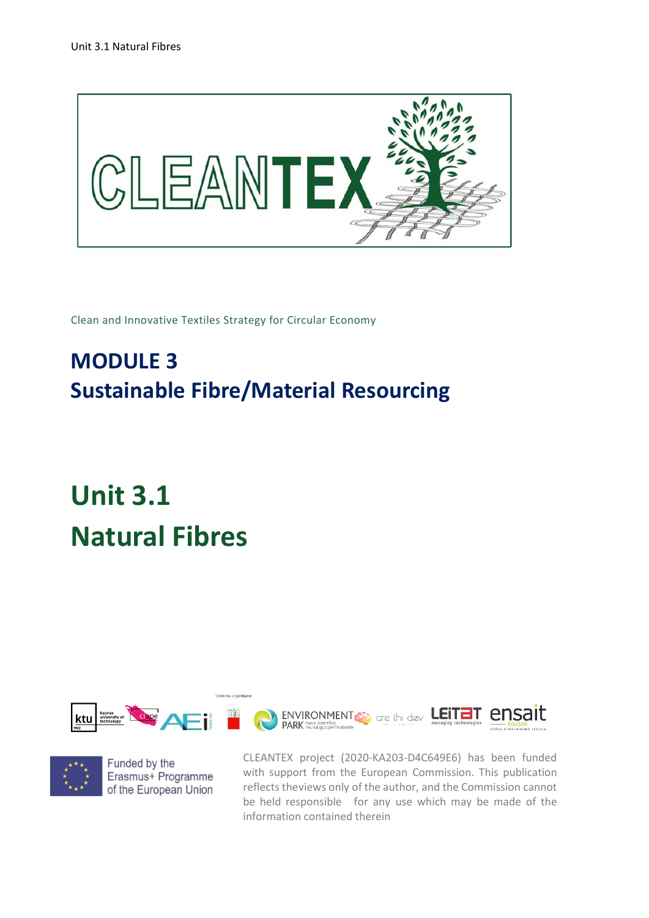CLEANTEX

Clean and Innovative Textiles Strategy for Circular Economy

# MODULE 3
# Sustainable Fibre/Material Resourcing

# Unit 3.1
# Natural Fibres

Funded by the Erasmus+ Programme of the European Union

CLEANTEX project (2020-KA203-D4C649E6) has been funded with support from the European Commission. This publication reflects theviews only of the author, and the Commission cannot be held responsible for any use which may be made of the information contained therein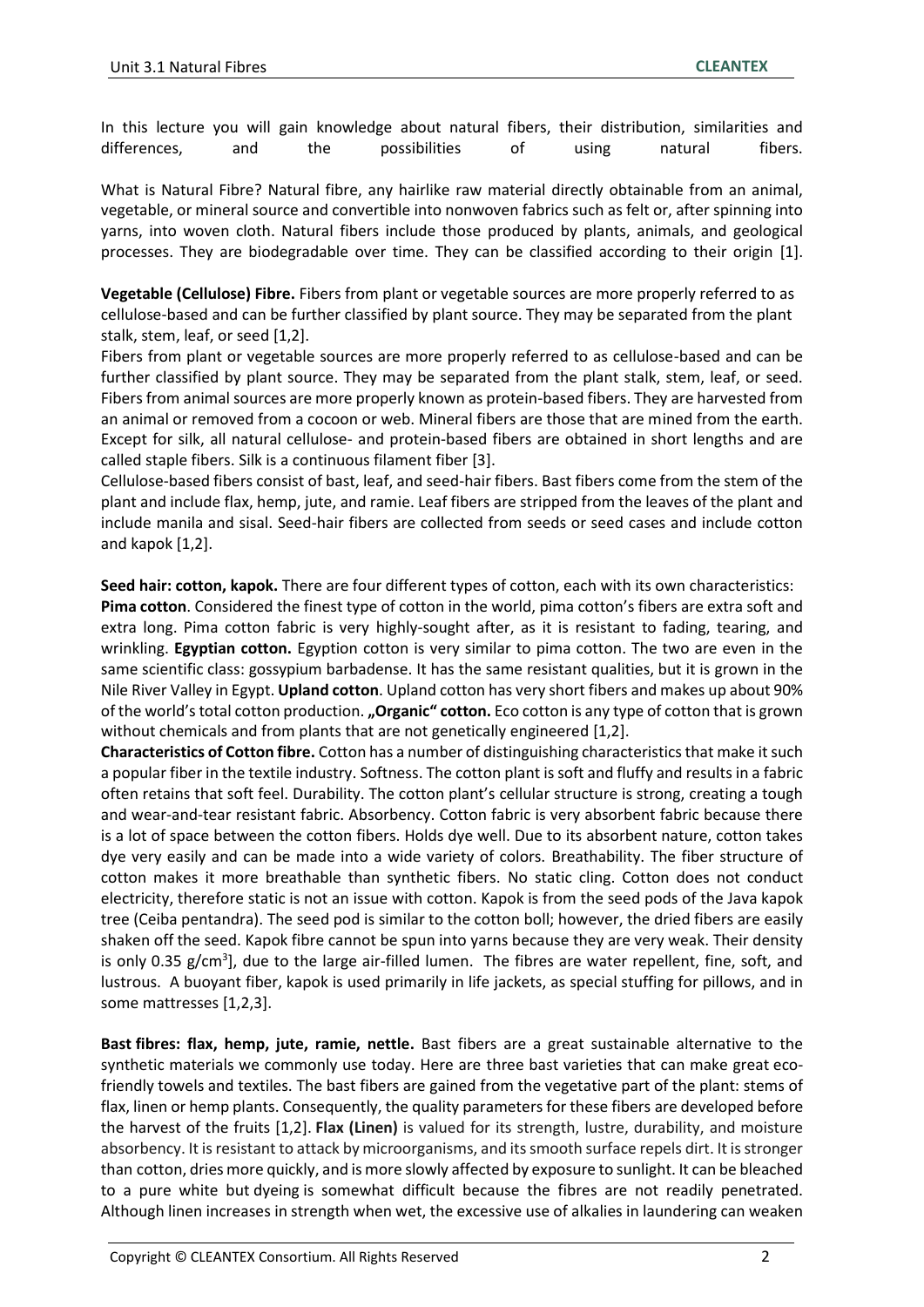In this lecture you will gain knowledge about natural fibers, their distribution, similarities and differences, and the possibilities of using natural fibers.

What is Natural Fibre? Natural fibre, any hairlike raw material directly obtainable from an animal, vegetable, or mineral source and convertible into nonwoven fabrics such as felt or, after spinning into yarns, into woven cloth. Natural fibers include those produced by plants, animals, and geological processes. They are biodegradable over time. They can be classified according to their origin [1].

**Vegetable (Cellulose) Fibre.** Fibers from plant or vegetable sources are more properly referred to as cellulose-based and can be further classified by plant source. They may be separated from the plant stalk, stem, leaf, or seed [1,2].

Fibers from plant or vegetable sources are more properly referred to as cellulose-based and can be further classified by plant source. They may be separated from the plant stalk, stem, leaf, or seed. Fibers from animal sources are more properly known as protein-based fibers. They are harvested from an animal or removed from a cocoon or web. Mineral fibers are those that are mined from the earth. Except for silk, all natural cellulose- and protein-based fibers are obtained in short lengths and are called staple fibers. Silk is a continuous filament fiber [3].

Cellulose-based fibers consist of bast, leaf, and seed-hair fibers. Bast fibers come from the stem of the plant and include flax, hemp, jute, and ramie. Leaf fibers are stripped from the leaves of the plant and include manila and sisal. Seed-hair fibers are collected from seeds or seed cases and include cotton and kapok [1,2].

**Seed hair: cotton, kapok.** There are four different types of cotton, each with its own characteristics: **Pima cotton**. Considered the finest type of cotton in the world, pima cotton's fibers are extra soft and extra long. Pima cotton fabric is very highly-sought after, as it is resistant to fading, tearing, and wrinkling. **Egyptian cotton.** Egyption cotton is very similar to pima cotton. The two are even in the same scientific class: gossypium barbadense. It has the same resistant qualities, but it is grown in the Nile River Valley in Egypt. **Upland cotton**. Upland cotton has very short fibers and makes up about 90% of the world's total cotton production. **„Organic" cotton.** Eco cotton is any type of cotton that is grown without chemicals and from plants that are not genetically engineered [1,2].

**Characteristics of Cotton fibre.** Cotton has a number of distinguishing characteristics that make it such a popular fiber in the textile industry. Softness. The cotton plant is soft and fluffy and results in a fabric often retains that soft feel. Durability. The cotton plant's cellular structure is strong, creating a tough and wear-and-tear resistant fabric. Absorbency. Cotton fabric is very absorbent fabric because there is a lot of space between the cotton fibers. Holds dye well. Due to its absorbent nature, cotton takes dye very easily and can be made into a wide variety of colors. Breathability. The fiber structure of cotton makes it more breathable than synthetic fibers. No static cling. Cotton does not conduct electricity, therefore static is not an issue with cotton. Kapok is from the seed pods of the Java kapok tree (Ceiba pentandra). The seed pod is similar to the cotton boll; however, the dried fibers are easily shaken off the seed. Kapok fibre cannot be spun into yarns because they are very weak. Their density is only 0.35 g/cm$^3$], due to the large air-filled lumen. The fibres are water repellent, fine, soft, and lustrous. A buoyant fiber, kapok is used primarily in life jackets, as special stuffing for pillows, and in some mattresses [1,2,3].

**Bast fibres: flax, hemp, jute, ramie, nettle.** Bast fibers are a great sustainable alternative to the synthetic materials we commonly use today. Here are three bast varieties that can make great eco-friendly towels and textiles. The bast fibers are gained from the vegetative part of the plant: stems of flax, linen or hemp plants. Consequently, the quality parameters for these fibers are developed before the harvest of the fruits [1,2]. **Flax (Linen)** is valued for its strength, lustre, durability, and moisture absorbency. It is resistant to attack by microorganisms, and its smooth surface repels dirt. It is stronger than cotton, dries more quickly, and is more slowly affected by exposure to sunlight. It can be bleached to a pure white but dyeing is somewhat difficult because the fibres are not readily penetrated. Although linen increases in strength when wet, the excessive use of alkalies in laundering can weaken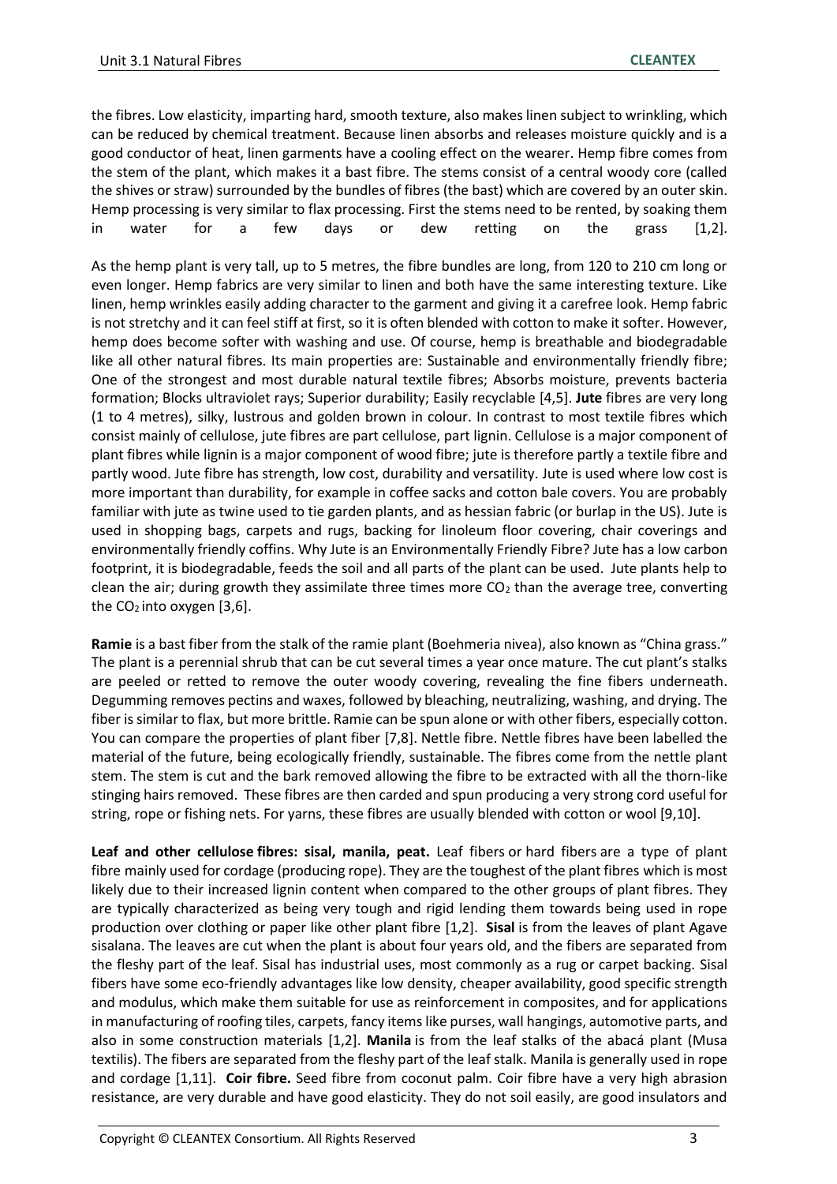the fibres. Low elasticity, imparting hard, smooth texture, also makes linen subject to wrinkling, which can be reduced by chemical treatment. Because linen absorbs and releases moisture quickly and is a good conductor of heat, linen garments have a cooling effect on the wearer. Hemp fibre comes from the stem of the plant, which makes it a bast fibre. The stems consist of a central woody core (called the shives or straw) surrounded by the bundles of fibres (the bast) which are covered by an outer skin. Hemp processing is very similar to flax processing. First the stems need to be rented, by soaking them in water for a few days or dew retting on the grass [1,2].

As the hemp plant is very tall, up to 5 metres, the fibre bundles are long, from 120 to 210 cm long or even longer. Hemp fabrics are very similar to linen and both have the same interesting texture. Like linen, hemp wrinkles easily adding character to the garment and giving it a carefree look. Hemp fabric is not stretchy and it can feel stiff at first, so it is often blended with cotton to make it softer. However, hemp does become softer with washing and use. Of course, hemp is breathable and biodegradable like all other natural fibres. Its main properties are: Sustainable and environmentally friendly fibre; One of the strongest and most durable natural textile fibres; Absorbs moisture, prevents bacteria formation; Blocks ultraviolet rays; Superior durability; Easily recyclable [4,5]. **Jute** fibres are very long (1 to 4 metres), silky, lustrous and golden brown in colour. In contrast to most textile fibres which consist mainly of cellulose, jute fibres are part cellulose, part lignin. Cellulose is a major component of plant fibres while lignin is a major component of wood fibre; jute is therefore partly a textile fibre and partly wood. Jute fibre has strength, low cost, durability and versatility. Jute is used where low cost is more important than durability, for example in coffee sacks and cotton bale covers. You are probably familiar with jute as twine used to tie garden plants, and as hessian fabric (or burlap in the US). Jute is used in shopping bags, carpets and rugs, backing for linoleum floor covering, chair coverings and environmentally friendly coffins. Why Jute is an Environmentally Friendly Fibre? Jute has a low carbon footprint, it is biodegradable, feeds the soil and all parts of the plant can be used. Jute plants help to clean the air; during growth they assimilate three times more $CO_2$ than the average tree, converting the $CO_2$ into oxygen [3,6].

**Ramie** is a bast fiber from the stalk of the ramie plant (Boehmeria nivea), also known as "China grass." The plant is a perennial shrub that can be cut several times a year once mature. The cut plant's stalks are peeled or retted to remove the outer woody covering, revealing the fine fibers underneath. Degumming removes pectins and waxes, followed by bleaching, neutralizing, washing, and drying. The fiber is similar to flax, but more brittle. Ramie can be spun alone or with other fibers, especially cotton. You can compare the properties of plant fiber [7,8]. Nettle fibre. Nettle fibres have been labelled the material of the future, being ecologically friendly, sustainable. The fibres come from the nettle plant stem. The stem is cut and the bark removed allowing the fibre to be extracted with all the thorn-like stinging hairs removed. These fibres are then carded and spun producing a very strong cord useful for string, rope or fishing nets. For yarns, these fibres are usually blended with cotton or wool [9,10].

**Leaf and other cellulose fibres: sisal, manila, peat.** Leaf fibers or hard fibers are a type of plant fibre mainly used for cordage (producing rope). They are the toughest of the plant fibres which is most likely due to their increased lignin content when compared to the other groups of plant fibres. They are typically characterized as being very tough and rigid lending them towards being used in rope production over clothing or paper like other plant fibre [1,2]. **Sisal** is from the leaves of plant Agave sisalana. The leaves are cut when the plant is about four years old, and the fibers are separated from the fleshy part of the leaf. Sisal has industrial uses, most commonly as a rug or carpet backing. Sisal fibers have some eco-friendly advantages like low density, cheaper availability, good specific strength and modulus, which make them suitable for use as reinforcement in composites, and for applications in manufacturing of roofing tiles, carpets, fancy items like purses, wall hangings, automotive parts, and also in some construction materials [1,2]. **Manila** is from the leaf stalks of the abacá plant (Musa textilis). The fibers are separated from the fleshy part of the leaf stalk. Manila is generally used in rope and cordage [1,11]. **Coir fibre.** Seed fibre from coconut palm. Coir fibre have a very high abrasion resistance, are very durable and have good elasticity. They do not soil easily, are good insulators and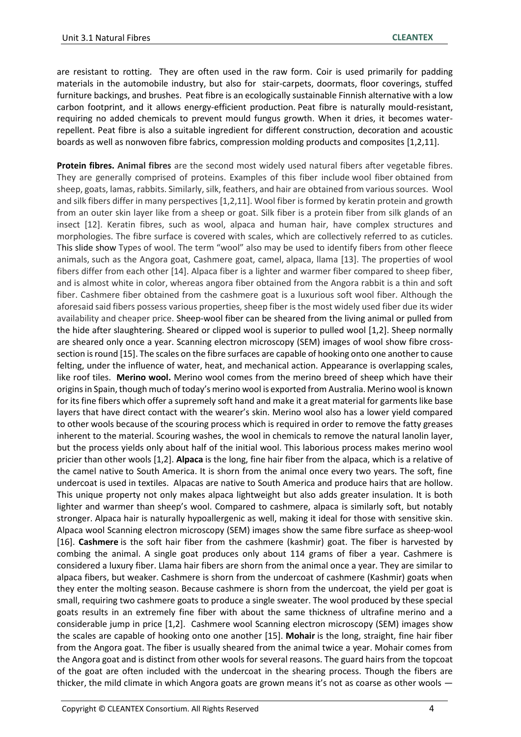are resistant to rotting. They are often used in the raw form. Coir is used primarily for padding materials in the automobile industry, but also for stair-carpets, doormats, floor coverings, stuffed furniture backings, and brushes. Peat fibre is an ecologically sustainable Finnish alternative with a low carbon footprint, and it allows energy-efficient production. Peat fibre is naturally mould-resistant, requiring no added chemicals to prevent mould fungus growth. When it dries, it becomes water-repellent. Peat fibre is also a suitable ingredient for different construction, decoration and acoustic boards as well as nonwoven fibre fabrics, compression molding products and composites [1,2,11].

**Protein fibres.** **Animal fibres** are the second most widely used natural fibers after vegetable fibres. They are generally comprised of proteins. Examples of this fiber include wool fiber obtained from sheep, goats, lamas, rabbits. Similarly, silk, feathers, and hair are obtained from various sources. Wool and silk fibers differ in many perspectives [1,2,11]. Wool fiber is formed by keratin protein and growth from an outer skin layer like from a sheep or goat. Silk fiber is a protein fiber from silk glands of an insect [12]. Keratin fibres, such as wool, alpaca and human hair, have complex structures and morphologies. The fibre surface is covered with scales, which are collectively referred to as cuticles. This slide show Types of wool. The term "wool" also may be used to identify fibers from other fleece animals, such as the Angora goat, Cashmere goat, camel, alpaca, llama [13]. The properties of wool fibers differ from each other [14]. Alpaca fiber is a lighter and warmer fiber compared to sheep fiber, and is almost white in color, whereas angora fiber obtained from the Angora rabbit is a thin and soft fiber. Cashmere fiber obtained from the cashmere goat is a luxurious soft wool fiber. Although the aforesaid said fibers possess various properties, sheep fiber is the most widely used fiber due its wider availability and cheaper price. Sheep-wool fiber can be sheared from the living animal or pulled from the hide after slaughtering. Sheared or clipped wool is superior to pulled wool [1,2]. Sheep normally are sheared only once a year. Scanning electron microscopy (SEM) images of wool show fibre cross-section is round [15]. The scales on the fibre surfaces are capable of hooking onto one another to cause felting, under the influence of water, heat, and mechanical action. Appearance is overlapping scales, like roof tiles. **Merino wool.** Merino wool comes from the merino breed of sheep which have their origins in Spain, though much of today's merino wool is exported from Australia. Merino wool is known for its fine fibers which offer a supremely soft hand and make it a great material for garments like base layers that have direct contact with the wearer's skin. Merino wool also has a lower yield compared to other wools because of the scouring process which is required in order to remove the fatty greases inherent to the material. Scouring washes, the wool in chemicals to remove the natural lanolin layer, but the process yields only about half of the initial wool. This laborious process makes merino wool pricier than other wools [1,2]. **Alpaca** is the long, fine hair fiber from the alpaca, which is a relative of the camel native to South America. It is shorn from the animal once every two years. The soft, fine undercoat is used in textiles. Alpacas are native to South America and produce hairs that are hollow. This unique property not only makes alpaca lightweight but also adds greater insulation. It is both lighter and warmer than sheep's wool. Compared to cashmere, alpaca is similarly soft, but notably stronger. Alpaca hair is naturally hypoallergenic as well, making it ideal for those with sensitive skin. Alpaca wool Scanning electron microscopy (SEM) images show the same fibre surface as sheep-wool [16]. **Cashmere** is the soft hair fiber from the cashmere (kashmir) goat. The fiber is harvested by combing the animal. A single goat produces only about 114 grams of fiber a year. Cashmere is considered a luxury fiber. Llama hair fibers are shorn from the animal once a year. They are similar to alpaca fibers, but weaker. Cashmere is shorn from the undercoat of cashmere (Kashmir) goats when they enter the molting season. Because cashmere is shorn from the undercoat, the yield per goat is small, requiring two cashmere goats to produce a single sweater. The wool produced by these special goats results in an extremely fine fiber with about the same thickness of ultrafine merino and a considerable jump in price [1,2]. Cashmere wool Scanning electron microscopy (SEM) images show the scales are capable of hooking onto one another [15]. **Mohair** is the long, straight, fine hair fiber from the Angora goat. The fiber is usually sheared from the animal twice a year. Mohair comes from the Angora goat and is distinct from other wools for several reasons. The guard hairs from the topcoat of the goat are often included with the undercoat in the shearing process. Though the fibers are thicker, the mild climate in which Angora goats are grown means it's not as coarse as other wools —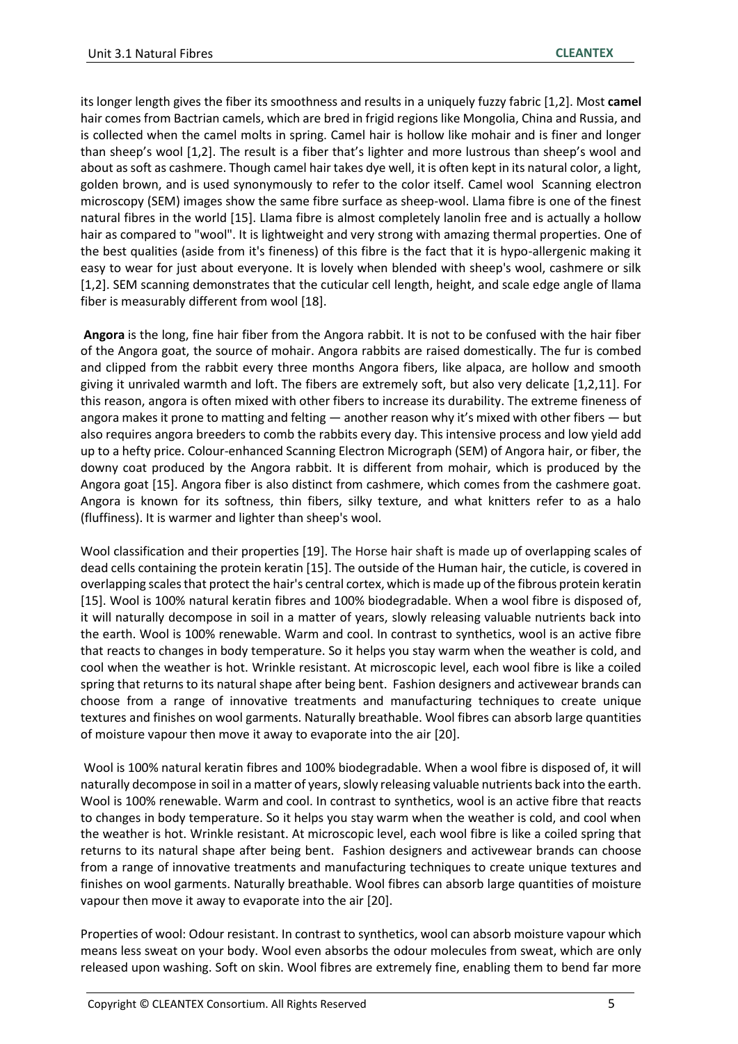its longer length gives the fiber its smoothness and results in a uniquely fuzzy fabric [1,2]. Most **camel** hair comes from Bactrian camels, which are bred in frigid regions like Mongolia, China and Russia, and is collected when the camel molts in spring. Camel hair is hollow like mohair and is finer and longer than sheep's wool [1,2]. The result is a fiber that's lighter and more lustrous than sheep's wool and about as soft as cashmere. Though camel hair takes dye well, it is often kept in its natural color, a light, golden brown, and is used synonymously to refer to the color itself. Camel wool Scanning electron microscopy (SEM) images show the same fibre surface as sheep-wool. Llama fibre is one of the finest natural fibres in the world [15]. Llama fibre is almost completely lanolin free and is actually a hollow hair as compared to "wool". It is lightweight and very strong with amazing thermal properties. One of the best qualities (aside from it's fineness) of this fibre is the fact that it is hypo-allergenic making it easy to wear for just about everyone. It is lovely when blended with sheep's wool, cashmere or silk [1,2]. SEM scanning demonstrates that the cuticular cell length, height, and scale edge angle of llama fiber is measurably different from wool [18].

**Angora** is the long, fine hair fiber from the Angora rabbit. It is not to be confused with the hair fiber of the Angora goat, the source of mohair. Angora rabbits are raised domestically. The fur is combed and clipped from the rabbit every three months Angora fibers, like alpaca, are hollow and smooth giving it unrivaled warmth and loft. The fibers are extremely soft, but also very delicate [1,2,11]. For this reason, angora is often mixed with other fibers to increase its durability. The extreme fineness of angora makes it prone to matting and felting — another reason why it's mixed with other fibers — but also requires angora breeders to comb the rabbits every day. This intensive process and low yield add up to a hefty price. Colour-enhanced Scanning Electron Micrograph (SEM) of Angora hair, or fiber, the downy coat produced by the Angora rabbit. It is different from mohair, which is produced by the Angora goat [15]. Angora fiber is also distinct from cashmere, which comes from the cashmere goat. Angora is known for its softness, thin fibers, silky texture, and what knitters refer to as a halo (fluffiness). It is warmer and lighter than sheep's wool.

Wool classification and their properties [19]. The Horse hair shaft is made up of overlapping scales of dead cells containing the protein keratin [15]. The outside of the Human hair, the cuticle, is covered in overlapping scales that protect the hair's central cortex, which is made up of the fibrous protein keratin [15]. Wool is 100% natural keratin fibres and 100% biodegradable. When a wool fibre is disposed of, it will naturally decompose in soil in a matter of years, slowly releasing valuable nutrients back into the earth. Wool is 100% renewable. Warm and cool. In contrast to synthetics, wool is an active fibre that reacts to changes in body temperature. So it helps you stay warm when the weather is cold, and cool when the weather is hot. Wrinkle resistant. At microscopic level, each wool fibre is like a coiled spring that returns to its natural shape after being bent. Fashion designers and activewear brands can choose from a range of innovative treatments and manufacturing techniques to create unique textures and finishes on wool garments. Naturally breathable. Wool fibres can absorb large quantities of moisture vapour then move it away to evaporate into the air [20].

Wool is 100% natural keratin fibres and 100% biodegradable. When a wool fibre is disposed of, it will naturally decompose in soil in a matter of years, slowly releasing valuable nutrients back into the earth. Wool is 100% renewable. Warm and cool. In contrast to synthetics, wool is an active fibre that reacts to changes in body temperature. So it helps you stay warm when the weather is cold, and cool when the weather is hot. Wrinkle resistant. At microscopic level, each wool fibre is like a coiled spring that returns to its natural shape after being bent. Fashion designers and activewear brands can choose from a range of innovative treatments and manufacturing techniques to create unique textures and finishes on wool garments. Naturally breathable. Wool fibres can absorb large quantities of moisture vapour then move it away to evaporate into the air [20].

Properties of wool: Odour resistant. In contrast to synthetics, wool can absorb moisture vapour which means less sweat on your body. Wool even absorbs the odour molecules from sweat, which are only released upon washing. Soft on skin. Wool fibres are extremely fine, enabling them to bend far more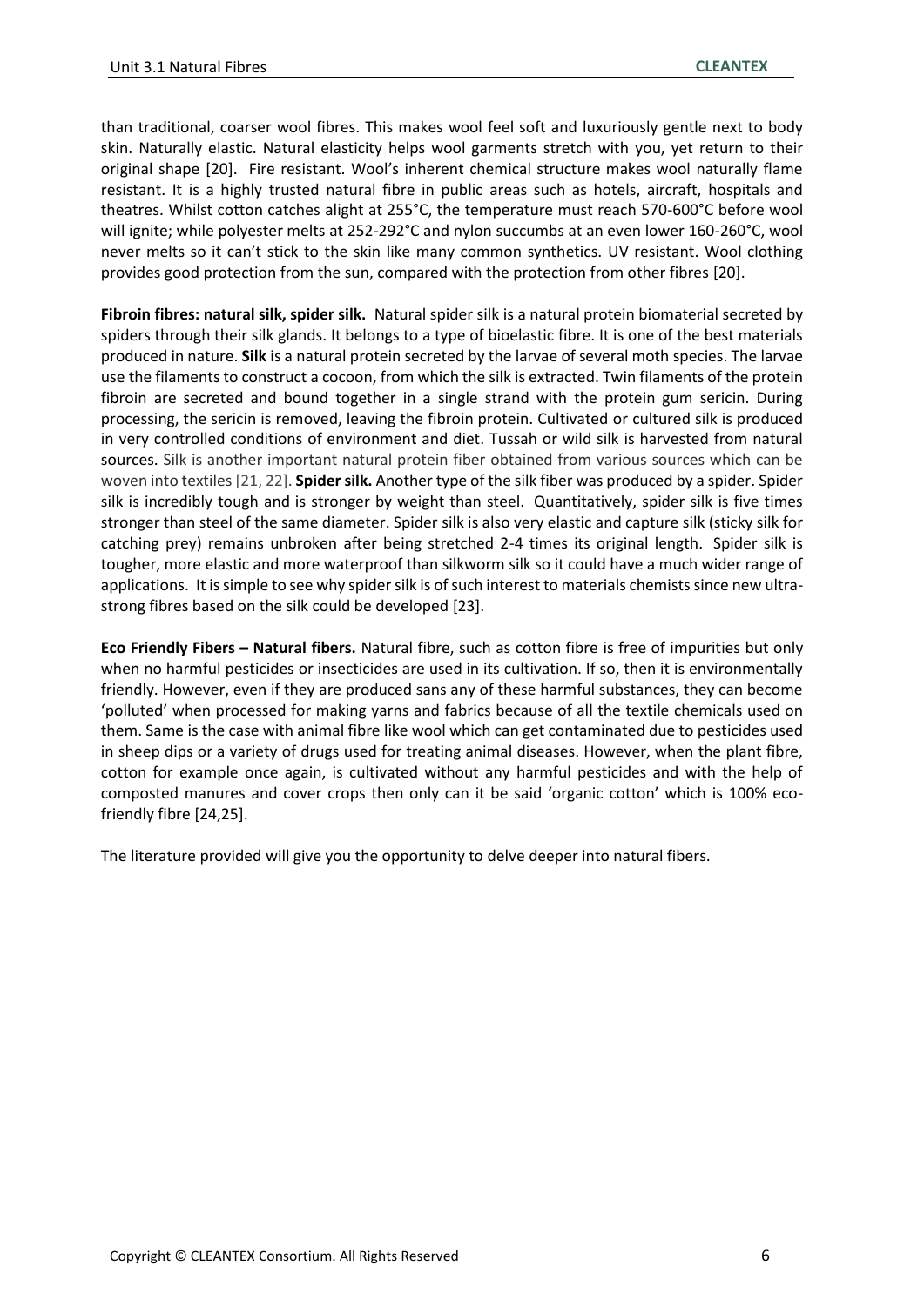than traditional, coarser wool fibres. This makes wool feel soft and luxuriously gentle next to body skin. Naturally elastic. Natural elasticity helps wool garments stretch with you, yet return to their original shape [20]. Fire resistant. Wool's inherent chemical structure makes wool naturally flame resistant. It is a highly trusted natural fibre in public areas such as hotels, aircraft, hospitals and theatres. Whilst cotton catches alight at 255°C, the temperature must reach 570-600°C before wool will ignite; while polyester melts at 252-292°C and nylon succumbs at an even lower 160-260°C, wool never melts so it can't stick to the skin like many common synthetics. UV resistant. Wool clothing provides good protection from the sun, compared with the protection from other fibres [20].

**Fibroin fibres: natural silk, spider silk.** Natural spider silk is a natural protein biomaterial secreted by spiders through their silk glands. It belongs to a type of bioelastic fibre. It is one of the best materials produced in nature. **Silk** is a natural protein secreted by the larvae of several moth species. The larvae use the filaments to construct a cocoon, from which the silk is extracted. Twin filaments of the protein fibroin are secreted and bound together in a single strand with the protein gum sericin. During processing, the sericin is removed, leaving the fibroin protein. Cultivated or cultured silk is produced in very controlled conditions of environment and diet. Tussah or wild silk is harvested from natural sources. Silk is another important natural protein fiber obtained from various sources which can be woven into textiles [21, 22]. **Spider silk.** Another type of the silk fiber was produced by a spider. Spider silk is incredibly tough and is stronger by weight than steel. Quantitatively, spider silk is five times stronger than steel of the same diameter. Spider silk is also very elastic and capture silk (sticky silk for catching prey) remains unbroken after being stretched 2-4 times its original length. Spider silk is tougher, more elastic and more waterproof than silkworm silk so it could have a much wider range of applications. It is simple to see why spider silk is of such interest to materials chemists since new ultra-strong fibres based on the silk could be developed [23].

**Eco Friendly Fibers – Natural fibers.** Natural fibre, such as cotton fibre is free of impurities but only when no harmful pesticides or insecticides are used in its cultivation. If so, then it is environmentally friendly. However, even if they are produced sans any of these harmful substances, they can become 'polluted' when processed for making yarns and fabrics because of all the textile chemicals used on them. Same is the case with animal fibre like wool which can get contaminated due to pesticides used in sheep dips or a variety of drugs used for treating animal diseases. However, when the plant fibre, cotton for example once again, is cultivated without any harmful pesticides and with the help of composted manures and cover crops then only can it be said 'organic cotton' which is 100% eco-friendly fibre [24,25].

The literature provided will give you the opportunity to delve deeper into natural fibers.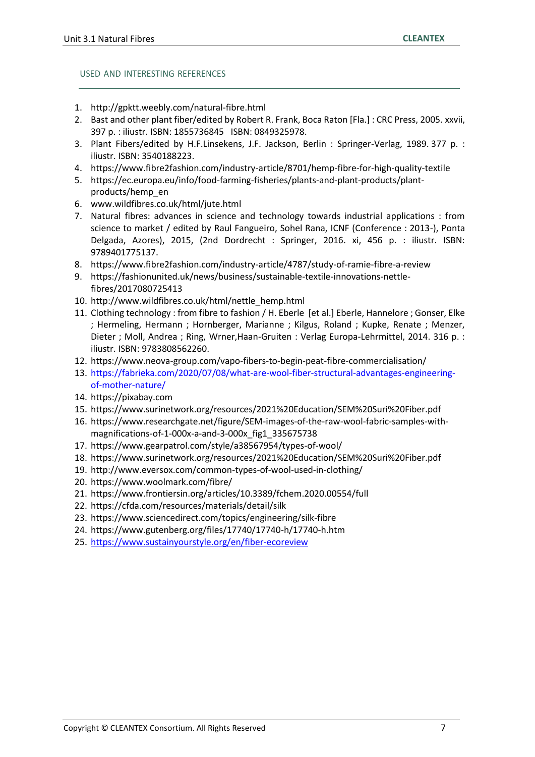## USED AND INTERESTING REFERENCES

1. http://gpktt.weebly.com/natural-fibre.html
2. Bast and other plant fiber/edited by Robert R. Frank, Boca Raton [Fla.] : CRC Press, 2005. xxvii, 397 p. : iliustr. ISBN: 1855736845 ISBN: 0849325978.
3. Plant Fibers/edited by H.F.Linsekens, J.F. Jackson, Berlin : Springer-Verlag, 1989. 377 p. : iliustr. ISBN: 3540188223.
4. https://www.fibre2fashion.com/industry-article/8701/hemp-fibre-for-high-quality-textile
5. https://ec.europa.eu/info/food-farming-fisheries/plants-and-plant-products/plant-products/hemp_en
6. www.wildfibres.co.uk/html/jute.html
7. Natural fibres: advances in science and technology towards industrial applications : from science to market / edited by Raul Fangueiro, Sohel Rana, ICNF (Conference : 2013-), Ponta Delgada, Azores), 2015, (2nd Dordrecht : Springer, 2016. xi, 456 p. : iliustr. ISBN: 9789401775137.
8. https://www.fibre2fashion.com/industry-article/4787/study-of-ramie-fibre-a-review
9. https://fashionunited.uk/news/business/sustainable-textile-innovations-nettle-fibres/2017080725413
10. http://www.wildfibres.co.uk/html/nettle_hemp.html
11. Clothing technology : from fibre to fashion / H. Eberle [et al.] Eberle, Hannelore ; Gonser, Elke ; Hermeling, Hermann ; Hornberger, Marianne ; Kilgus, Roland ; Kupke, Renate ; Menzer, Dieter ; Moll, Andrea ; Ring, Wrner,Haan-Gruiten : Verlag Europa-Lehrmittel, 2014. 316 p. : iliustr. ISBN: 9783808562260.
12. https://www.neova-group.com/vapo-fibers-to-begin-peat-fibre-commercialisation/
13. https://fabrieka.com/2020/07/08/what-are-wool-fiber-structural-advantages-engineering-of-mother-nature/
14. https://pixabay.com
15. https://www.surinetwork.org/resources/2021%20Education/SEM%20Suri%20Fiber.pdf
16. https://www.researchgate.net/figure/SEM-images-of-the-raw-wool-fabric-samples-with-magnifications-of-1-000x-a-and-3-000x_fig1_335675738
17. https://www.gearpatrol.com/style/a38567954/types-of-wool/
18. https://www.surinetwork.org/resources/2021%20Education/SEM%20Suri%20Fiber.pdf
19. http://www.eversox.com/common-types-of-wool-used-in-clothing/
20. https://www.woolmark.com/fibre/
21. https://www.frontiersin.org/articles/10.3389/fchem.2020.00554/full
22. https://cfda.com/resources/materials/detail/silk
23. https://www.sciencedirect.com/topics/engineering/silk-fibre
24. https://www.gutenberg.org/files/17740/17740-h/17740-h.htm
25. https://www.sustainyourstyle.org/en/fiber-ecoreview